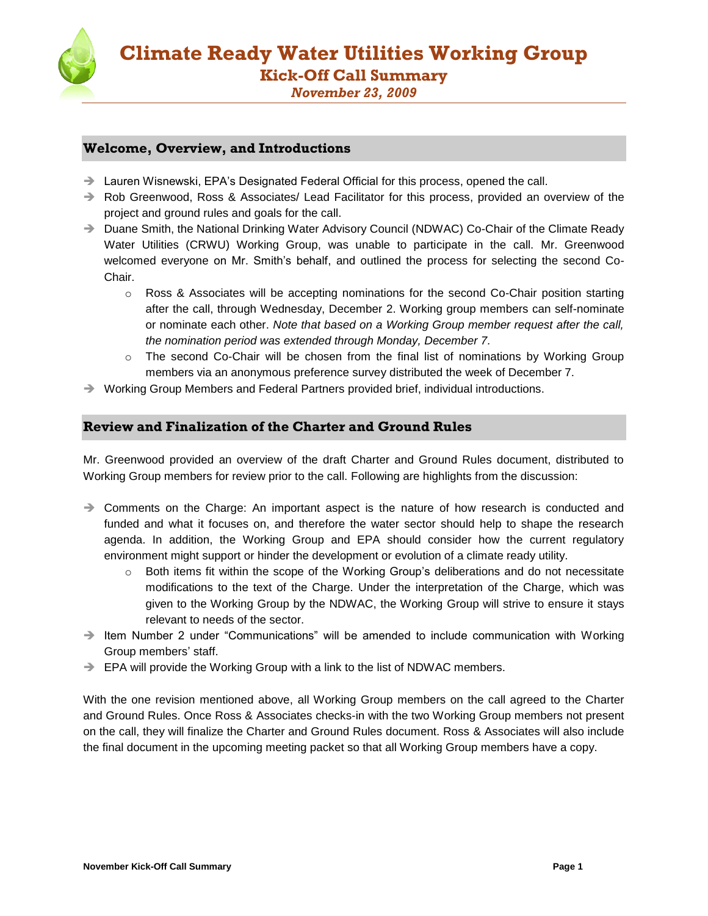# Climate Ready Water Utilities Working Group

## Kick-Off Call Summary

*November 23, 2009*

## Welcome, Overview, and Introductions

- Lauren Wisnewski, EPA's Designated Federal Official for this process, opened the call.
- Rob Greenwood, Ross & Associates/ Lead Facilitator for this process, provided an overview of the project and ground rules and goals for the call.
- Duane Smith, the National Drinking Water Advisory Council (NDWAC) Co-Chair of the Climate Ready Water Utilities (CRWU) Working Group, was unable to participate in the call. Mr. Greenwood welcomed everyone on Mr. Smith's behalf, and outlined the process for selecting the second Co-Chair.
  - Ross & Associates will be accepting nominations for the second Co-Chair position starting after the call, through Wednesday, December 2. Working group members can self-nominate or nominate each other. *Note that based on a Working Group member request after the call, the nomination period was extended through Monday, December 7.*
  - The second Co-Chair will be chosen from the final list of nominations by Working Group members via an anonymous preference survey distributed the week of December 7.
- Working Group Members and Federal Partners provided brief, individual introductions.

## Review and Finalization of the Charter and Ground Rules

Mr. Greenwood provided an overview of the draft Charter and Ground Rules document, distributed to Working Group members for review prior to the call. Following are highlights from the discussion:

- Comments on the Charge: An important aspect is the nature of how research is conducted and funded and what it focuses on, and therefore the water sector should help to shape the research agenda. In addition, the Working Group and EPA should consider how the current regulatory environment might support or hinder the development or evolution of a climate ready utility.
  - Both items fit within the scope of the Working Group's deliberations and do not necessitate modifications to the text of the Charge. Under the interpretation of the Charge, which was given to the Working Group by the NDWAC, the Working Group will strive to ensure it stays relevant to needs of the sector.
- Item Number 2 under "Communications" will be amended to include communication with Working Group members' staff.
- EPA will provide the Working Group with a link to the list of NDWAC members.

With the one revision mentioned above, all Working Group members on the call agreed to the Charter and Ground Rules. Once Ross & Associates checks-in with the two Working Group members not present on the call, they will finalize the Charter and Ground Rules document. Ross & Associates will also include the final document in the upcoming meeting packet so that all Working Group members have a copy.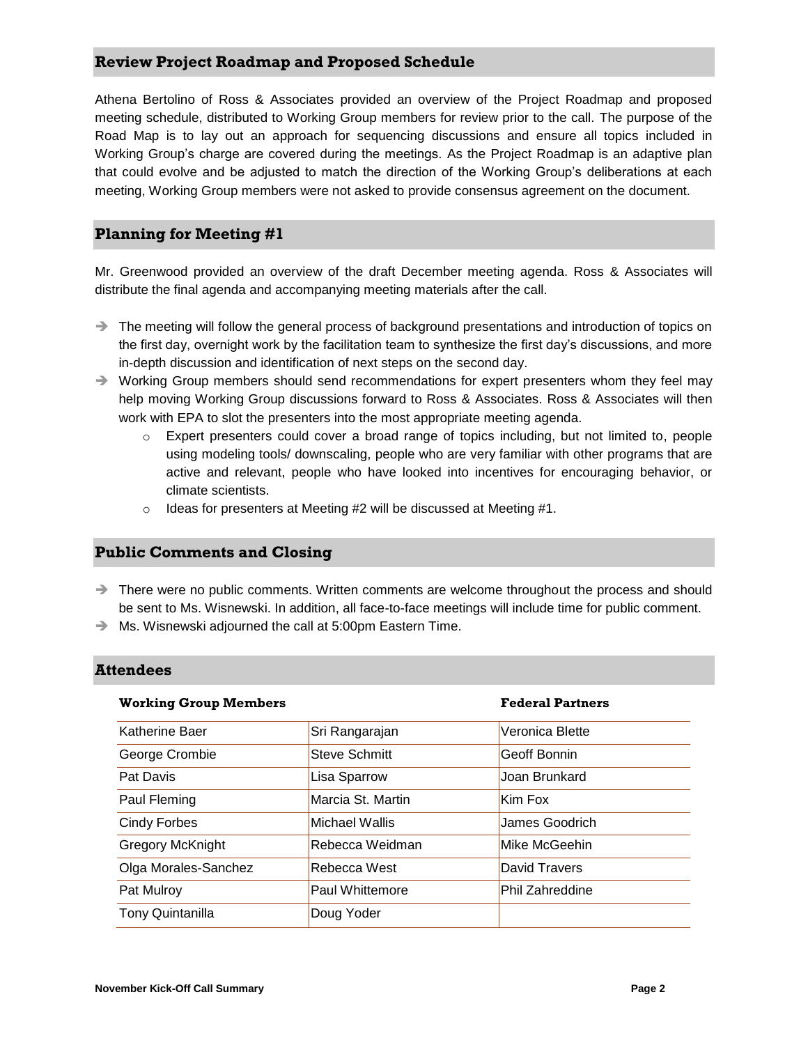## Review Project Roadmap and Proposed Schedule

Athena Bertolino of Ross & Associates provided an overview of the Project Roadmap and proposed meeting schedule, distributed to Working Group members for review prior to the call. The purpose of the Road Map is to lay out an approach for sequencing discussions and ensure all topics included in Working Group's charge are covered during the meetings. As the Project Roadmap is an adaptive plan that could evolve and be adjusted to match the direction of the Working Group's deliberations at each meeting, Working Group members were not asked to provide consensus agreement on the document.

## Planning for Meeting #1

Mr. Greenwood provided an overview of the draft December meeting agenda. Ross & Associates will distribute the final agenda and accompanying meeting materials after the call.

- The meeting will follow the general process of background presentations and introduction of topics on the first day, overnight work by the facilitation team to synthesize the first day's discussions, and more in-depth discussion and identification of next steps on the second day.
- Working Group members should send recommendations for expert presenters whom they feel may help moving Working Group discussions forward to Ross & Associates. Ross & Associates will then work with EPA to slot the presenters into the most appropriate meeting agenda.
  - Expert presenters could cover a broad range of topics including, but not limited to, people using modeling tools/ downscaling, people who are very familiar with other programs that are active and relevant, people who have looked into incentives for encouraging behavior, or climate scientists.
  - Ideas for presenters at Meeting #2 will be discussed at Meeting #1.

## Public Comments and Closing

- There were no public comments. Written comments are welcome throughout the process and should be sent to Ms. Wisnewski. In addition, all face-to-face meetings will include time for public comment.
- Ms. Wisnewski adjourned the call at 5:00pm Eastern Time.

## Attendees

| **Working Group Members** | | **Federal Partners** |
|---|---|---|
| Katherine Baer | Sri Rangarajan | Veronica Blette |
| George Crombie | Steve Schmitt | Geoff Bonnin |
| Pat Davis | Lisa Sparrow | Joan Brunkard |
| Paul Fleming | Marcia St. Martin | Kim Fox |
| Cindy Forbes | Michael Wallis | James Goodrich |
| Gregory McKnight | Rebecca Weidman | Mike McGeehin |
| Olga Morales-Sanchez | Rebecca West | David Travers |
| Pat Mulroy | Paul Whittemore | Phil Zahreddine |
| Tony Quintanilla | Doug Yoder | |